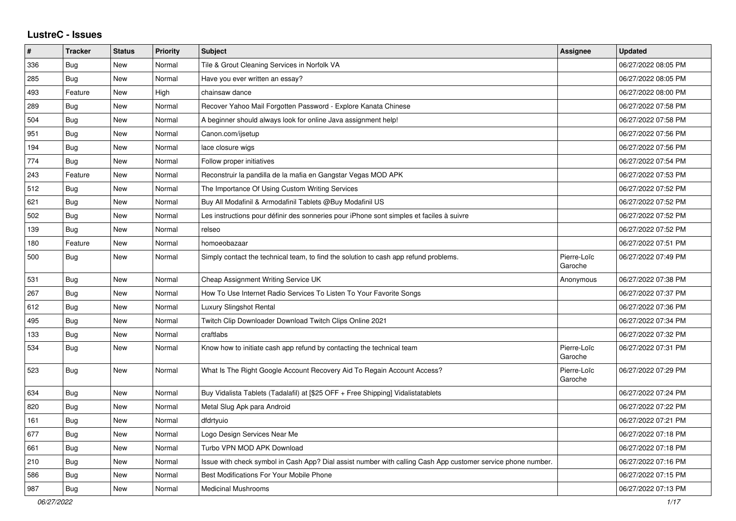# LustreC - Issues

| # | Tracker | Status | Priority | Subject | Assignee | Updated |
|---|---|---|---|---|---|---|
| 336 | Bug | New | Normal | Tile & Grout Cleaning Services in Norfolk VA | | 06/27/2022 08:05 PM |
| 285 | Bug | New | Normal | Have you ever written an essay? | | 06/27/2022 08:05 PM |
| 493 | Feature | New | High | chainsaw dance | | 06/27/2022 08:00 PM |
| 289 | Bug | New | Normal | Recover Yahoo Mail Forgotten Password - Explore Kanata Chinese | | 06/27/2022 07:58 PM |
| 504 | Bug | New | Normal | A beginner should always look for online Java assignment help! | | 06/27/2022 07:58 PM |
| 951 | Bug | New | Normal | Canon.com/ijsetup | | 06/27/2022 07:56 PM |
| 194 | Bug | New | Normal | lace closure wigs | | 06/27/2022 07:56 PM |
| 774 | Bug | New | Normal | Follow proper initiatives | | 06/27/2022 07:54 PM |
| 243 | Feature | New | Normal | Reconstruir la pandilla de la mafia en Gangstar Vegas MOD APK | | 06/27/2022 07:53 PM |
| 512 | Bug | New | Normal | The Importance Of Using Custom Writing Services | | 06/27/2022 07:52 PM |
| 621 | Bug | New | Normal | Buy All Modafinil & Armodafinil Tablets @Buy Modafinil US | | 06/27/2022 07:52 PM |
| 502 | Bug | New | Normal | Les instructions pour définir des sonneries pour iPhone sont simples et faciles à suivre | | 06/27/2022 07:52 PM |
| 139 | Bug | New | Normal | relseo | | 06/27/2022 07:52 PM |
| 180 | Feature | New | Normal | homoeobazaar | | 06/27/2022 07:51 PM |
| 500 | Bug | New | Normal | Simply contact the technical team, to find the solution to cash app refund problems. | Pierre-Loïc Garoche | 06/27/2022 07:49 PM |
| 531 | Bug | New | Normal | Cheap Assignment Writing Service UK | Anonymous | 06/27/2022 07:38 PM |
| 267 | Bug | New | Normal | How To Use Internet Radio Services To Listen To Your Favorite Songs | | 06/27/2022 07:37 PM |
| 612 | Bug | New | Normal | Luxury Slingshot Rental | | 06/27/2022 07:36 PM |
| 495 | Bug | New | Normal | Twitch Clip Downloader Download Twitch Clips Online 2021 | | 06/27/2022 07:34 PM |
| 133 | Bug | New | Normal | craftlabs | | 06/27/2022 07:32 PM |
| 534 | Bug | New | Normal | Know how to initiate cash app refund by contacting the technical team | Pierre-Loïc Garoche | 06/27/2022 07:31 PM |
| 523 | Bug | New | Normal | What Is The Right Google Account Recovery Aid To Regain Account Access? | Pierre-Loïc Garoche | 06/27/2022 07:29 PM |
| 634 | Bug | New | Normal | Buy Vidalista Tablets (Tadalafil) at [$25 OFF + Free Shipping] Vidalistatablets | | 06/27/2022 07:24 PM |
| 820 | Bug | New | Normal | Metal Slug Apk para Android | | 06/27/2022 07:22 PM |
| 161 | Bug | New | Normal | dfdrtyuio | | 06/27/2022 07:21 PM |
| 677 | Bug | New | Normal | Logo Design Services Near Me | | 06/27/2022 07:18 PM |
| 661 | Bug | New | Normal | Turbo VPN MOD APK Download | | 06/27/2022 07:18 PM |
| 210 | Bug | New | Normal | Issue with check symbol in Cash App? Dial assist number with calling Cash App customer service phone number. | | 06/27/2022 07:16 PM |
| 586 | Bug | New | Normal | Best Modifications For Your Mobile Phone | | 06/27/2022 07:15 PM |
| 987 | Bug | New | Normal | Medicinal Mushrooms | | 06/27/2022 07:13 PM |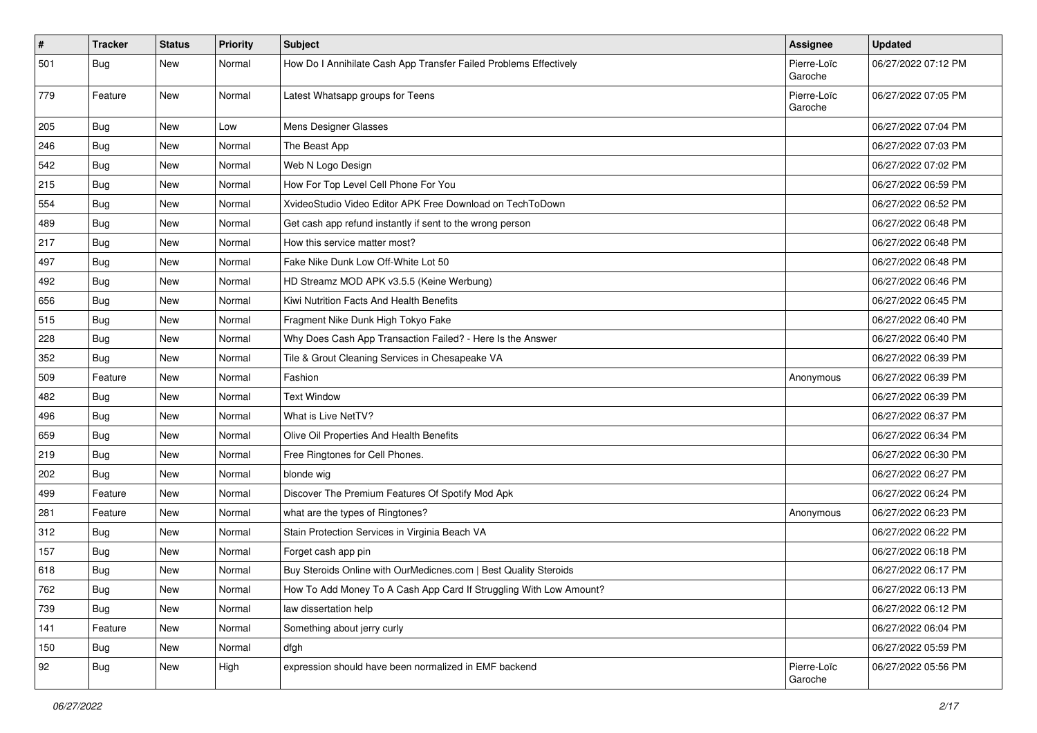| # | Tracker | Status | Priority | Subject | Assignee | Updated |
|---|---|---|---|---|---|---|
| 501 | Bug | New | Normal | How Do I Annihilate Cash App Transfer Failed Problems Effectively | Pierre-Loïc Garoche | 06/27/2022 07:12 PM |
| 779 | Feature | New | Normal | Latest Whatsapp groups for Teens | Pierre-Loïc Garoche | 06/27/2022 07:05 PM |
| 205 | Bug | New | Low | Mens Designer Glasses | | 06/27/2022 07:04 PM |
| 246 | Bug | New | Normal | The Beast App | | 06/27/2022 07:03 PM |
| 542 | Bug | New | Normal | Web N Logo Design | | 06/27/2022 07:02 PM |
| 215 | Bug | New | Normal | How For Top Level Cell Phone For You | | 06/27/2022 06:59 PM |
| 554 | Bug | New | Normal | XvideoStudio Video Editor APK Free Download on TechToDown | | 06/27/2022 06:52 PM |
| 489 | Bug | New | Normal | Get cash app refund instantly if sent to the wrong person | | 06/27/2022 06:48 PM |
| 217 | Bug | New | Normal | How this service matter most? | | 06/27/2022 06:48 PM |
| 497 | Bug | New | Normal | Fake Nike Dunk Low Off-White Lot 50 | | 06/27/2022 06:48 PM |
| 492 | Bug | New | Normal | HD Streamz MOD APK v3.5.5 (Keine Werbung) | | 06/27/2022 06:46 PM |
| 656 | Bug | New | Normal | Kiwi Nutrition Facts And Health Benefits | | 06/27/2022 06:45 PM |
| 515 | Bug | New | Normal | Fragment Nike Dunk High Tokyo Fake | | 06/27/2022 06:40 PM |
| 228 | Bug | New | Normal | Why Does Cash App Transaction Failed? - Here Is the Answer | | 06/27/2022 06:40 PM |
| 352 | Bug | New | Normal | Tile & Grout Cleaning Services in Chesapeake VA | | 06/27/2022 06:39 PM |
| 509 | Feature | New | Normal | Fashion | Anonymous | 06/27/2022 06:39 PM |
| 482 | Bug | New | Normal | Text Window | | 06/27/2022 06:39 PM |
| 496 | Bug | New | Normal | What is Live NetTV? | | 06/27/2022 06:37 PM |
| 659 | Bug | New | Normal | Olive Oil Properties And Health Benefits | | 06/27/2022 06:34 PM |
| 219 | Bug | New | Normal | Free Ringtones for Cell Phones. | | 06/27/2022 06:30 PM |
| 202 | Bug | New | Normal | blonde wig | | 06/27/2022 06:27 PM |
| 499 | Feature | New | Normal | Discover The Premium Features Of Spotify Mod Apk | | 06/27/2022 06:24 PM |
| 281 | Feature | New | Normal | what are the types of Ringtones? | Anonymous | 06/27/2022 06:23 PM |
| 312 | Bug | New | Normal | Stain Protection Services in Virginia Beach VA | | 06/27/2022 06:22 PM |
| 157 | Bug | New | Normal | Forget cash app pin | | 06/27/2022 06:18 PM |
| 618 | Bug | New | Normal | Buy Steroids Online with OurMedicnes.com \| Best Quality Steroids | | 06/27/2022 06:17 PM |
| 762 | Bug | New | Normal | How To Add Money To A Cash App Card If Struggling With Low Amount? | | 06/27/2022 06:13 PM |
| 739 | Bug | New | Normal | law dissertation help | | 06/27/2022 06:12 PM |
| 141 | Feature | New | Normal | Something about jerry curly | | 06/27/2022 06:04 PM |
| 150 | Bug | New | Normal | dfgh | | 06/27/2022 05:59 PM |
| 92 | Bug | New | High | expression should have been normalized in EMF backend | Pierre-Loïc Garoche | 06/27/2022 05:56 PM |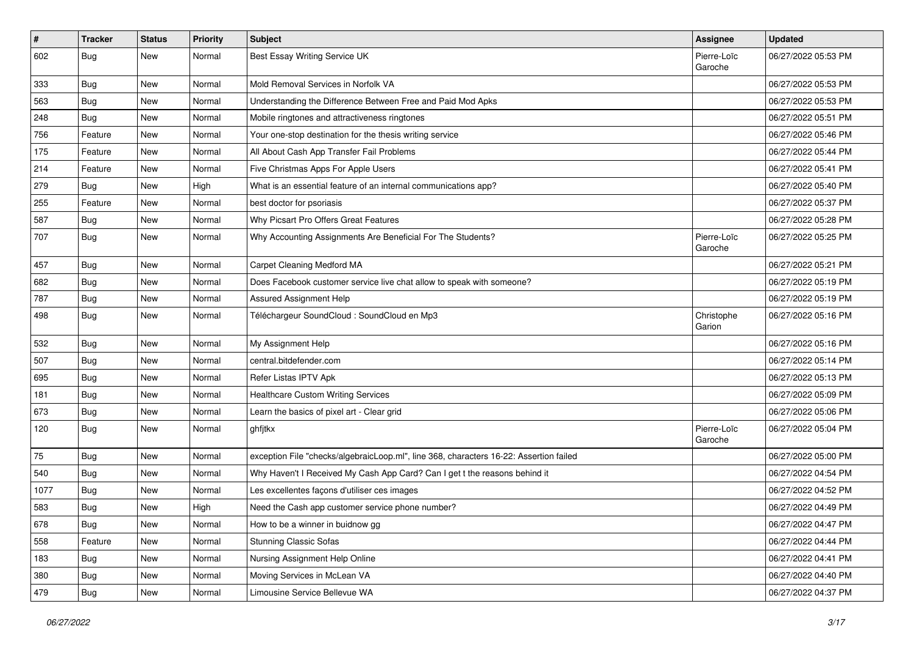| # | Tracker | Status | Priority | Subject | Assignee | Updated |
| --- | --- | --- | --- | --- | --- | --- |
| 602 | Bug | New | Normal | Best Essay Writing Service UK | Pierre-Loïc Garoche | 06/27/2022 05:53 PM |
| 333 | Bug | New | Normal | Mold Removal Services in Norfolk VA | | 06/27/2022 05:53 PM |
| 563 | Bug | New | Normal | Understanding the Difference Between Free and Paid Mod Apks | | 06/27/2022 05:53 PM |
| 248 | Bug | New | Normal | Mobile ringtones and attractiveness ringtones | | 06/27/2022 05:51 PM |
| 756 | Feature | New | Normal | Your one-stop destination for the thesis writing service | | 06/27/2022 05:46 PM |
| 175 | Feature | New | Normal | All About Cash App Transfer Fail Problems | | 06/27/2022 05:44 PM |
| 214 | Feature | New | Normal | Five Christmas Apps For Apple Users | | 06/27/2022 05:41 PM |
| 279 | Bug | New | High | What is an essential feature of an internal communications app? | | 06/27/2022 05:40 PM |
| 255 | Feature | New | Normal | best doctor for psoriasis | | 06/27/2022 05:37 PM |
| 587 | Bug | New | Normal | Why Picsart Pro Offers Great Features | | 06/27/2022 05:28 PM |
| 707 | Bug | New | Normal | Why Accounting Assignments Are Beneficial For The Students? | Pierre-Loïc Garoche | 06/27/2022 05:25 PM |
| 457 | Bug | New | Normal | Carpet Cleaning Medford MA | | 06/27/2022 05:21 PM |
| 682 | Bug | New | Normal | Does Facebook customer service live chat allow to speak with someone? | | 06/27/2022 05:19 PM |
| 787 | Bug | New | Normal | Assured Assignment Help | | 06/27/2022 05:19 PM |
| 498 | Bug | New | Normal | Téléchargeur SoundCloud : SoundCloud en Mp3 | Christophe Garion | 06/27/2022 05:16 PM |
| 532 | Bug | New | Normal | My Assignment Help | | 06/27/2022 05:16 PM |
| 507 | Bug | New | Normal | central.bitdefender.com | | 06/27/2022 05:14 PM |
| 695 | Bug | New | Normal | Refer Listas IPTV Apk | | 06/27/2022 05:13 PM |
| 181 | Bug | New | Normal | Healthcare Custom Writing Services | | 06/27/2022 05:09 PM |
| 673 | Bug | New | Normal | Learn the basics of pixel art - Clear grid | | 06/27/2022 05:06 PM |
| 120 | Bug | New | Normal | ghfjtkx | Pierre-Loïc Garoche | 06/27/2022 05:04 PM |
| 75 | Bug | New | Normal | exception File "checks/algebraicLoop.ml", line 368, characters 16-22: Assertion failed | | 06/27/2022 05:00 PM |
| 540 | Bug | New | Normal | Why Haven't I Received My Cash App Card? Can I get t the reasons behind it | | 06/27/2022 04:54 PM |
| 1077 | Bug | New | Normal | Les excellentes façons d'utiliser ces images | | 06/27/2022 04:52 PM |
| 583 | Bug | New | High | Need the Cash app customer service phone number? | | 06/27/2022 04:49 PM |
| 678 | Bug | New | Normal | How to be a winner in buidnow gg | | 06/27/2022 04:47 PM |
| 558 | Feature | New | Normal | Stunning Classic Sofas | | 06/27/2022 04:44 PM |
| 183 | Bug | New | Normal | Nursing Assignment Help Online | | 06/27/2022 04:41 PM |
| 380 | Bug | New | Normal | Moving Services in McLean VA | | 06/27/2022 04:40 PM |
| 479 | Bug | New | Normal | Limousine Service Bellevue WA | | 06/27/2022 04:37 PM |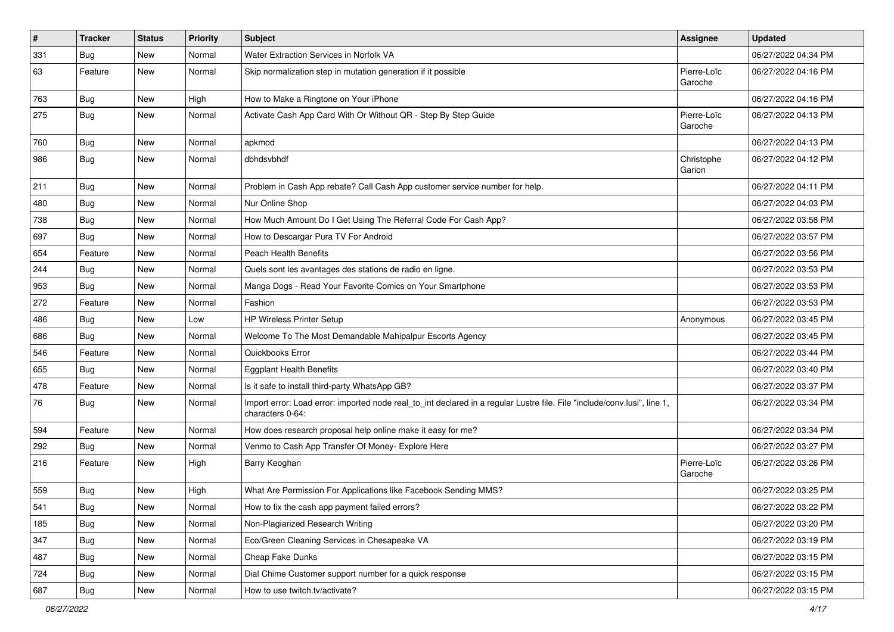| # | Tracker | Status | Priority | Subject | Assignee | Updated |
|---|---|---|---|---|---|---|
| 331 | Bug | New | Normal | Water Extraction Services in Norfolk VA | | 06/27/2022 04:34 PM |
| 63 | Feature | New | Normal | Skip normalization step in mutation generation if it possible | Pierre-Loïc Garoche | 06/27/2022 04:16 PM |
| 763 | Bug | New | High | How to Make a Ringtone on Your iPhone | | 06/27/2022 04:16 PM |
| 275 | Bug | New | Normal | Activate Cash App Card With Or Without QR - Step By Step Guide | Pierre-Loïc Garoche | 06/27/2022 04:13 PM |
| 760 | Bug | New | Normal | apkmod | | 06/27/2022 04:13 PM |
| 986 | Bug | New | Normal | dbhdsvbhdf | Christophe Garion | 06/27/2022 04:12 PM |
| 211 | Bug | New | Normal | Problem in Cash App rebate? Call Cash App customer service number for help. | | 06/27/2022 04:11 PM |
| 480 | Bug | New | Normal | Nur Online Shop | | 06/27/2022 04:03 PM |
| 738 | Bug | New | Normal | How Much Amount Do I Get Using The Referral Code For Cash App? | | 06/27/2022 03:58 PM |
| 697 | Bug | New | Normal | How to Descargar Pura TV For Android | | 06/27/2022 03:57 PM |
| 654 | Feature | New | Normal | Peach Health Benefits | | 06/27/2022 03:56 PM |
| 244 | Bug | New | Normal | Quels sont les avantages des stations de radio en ligne. | | 06/27/2022 03:53 PM |
| 953 | Bug | New | Normal | Manga Dogs - Read Your Favorite Comics on Your Smartphone | | 06/27/2022 03:53 PM |
| 272 | Feature | New | Normal | Fashion | | 06/27/2022 03:53 PM |
| 486 | Bug | New | Low | HP Wireless Printer Setup | Anonymous | 06/27/2022 03:45 PM |
| 686 | Bug | New | Normal | Welcome To The Most Demandable Mahipalpur Escorts Agency | | 06/27/2022 03:45 PM |
| 546 | Feature | New | Normal | Quickbooks Error | | 06/27/2022 03:44 PM |
| 655 | Bug | New | Normal | Eggplant Health Benefits | | 06/27/2022 03:40 PM |
| 478 | Feature | New | Normal | Is it safe to install third-party WhatsApp GB? | | 06/27/2022 03:37 PM |
| 76 | Bug | New | Normal | Import error: Load error: imported node real_to_int declared in a regular Lustre file. File "include/conv.lusi", line 1, characters 0-64: | | 06/27/2022 03:34 PM |
| 594 | Feature | New | Normal | How does research proposal help online make it easy for me? | | 06/27/2022 03:34 PM |
| 292 | Bug | New | Normal | Venmo to Cash App Transfer Of Money- Explore Here | | 06/27/2022 03:27 PM |
| 216 | Feature | New | High | Barry Keoghan | Pierre-Loïc Garoche | 06/27/2022 03:26 PM |
| 559 | Bug | New | High | What Are Permission For Applications like Facebook Sending MMS? | | 06/27/2022 03:25 PM |
| 541 | Bug | New | Normal | How to fix the cash app payment failed errors? | | 06/27/2022 03:22 PM |
| 185 | Bug | New | Normal | Non-Plagiarized Research Writing | | 06/27/2022 03:20 PM |
| 347 | Bug | New | Normal | Eco/Green Cleaning Services in Chesapeake VA | | 06/27/2022 03:19 PM |
| 487 | Bug | New | Normal | Cheap Fake Dunks | | 06/27/2022 03:15 PM |
| 724 | Bug | New | Normal | Dial Chime Customer support number for a quick response | | 06/27/2022 03:15 PM |
| 687 | Bug | New | Normal | How to use twitch.tv/activate? | | 06/27/2022 03:15 PM |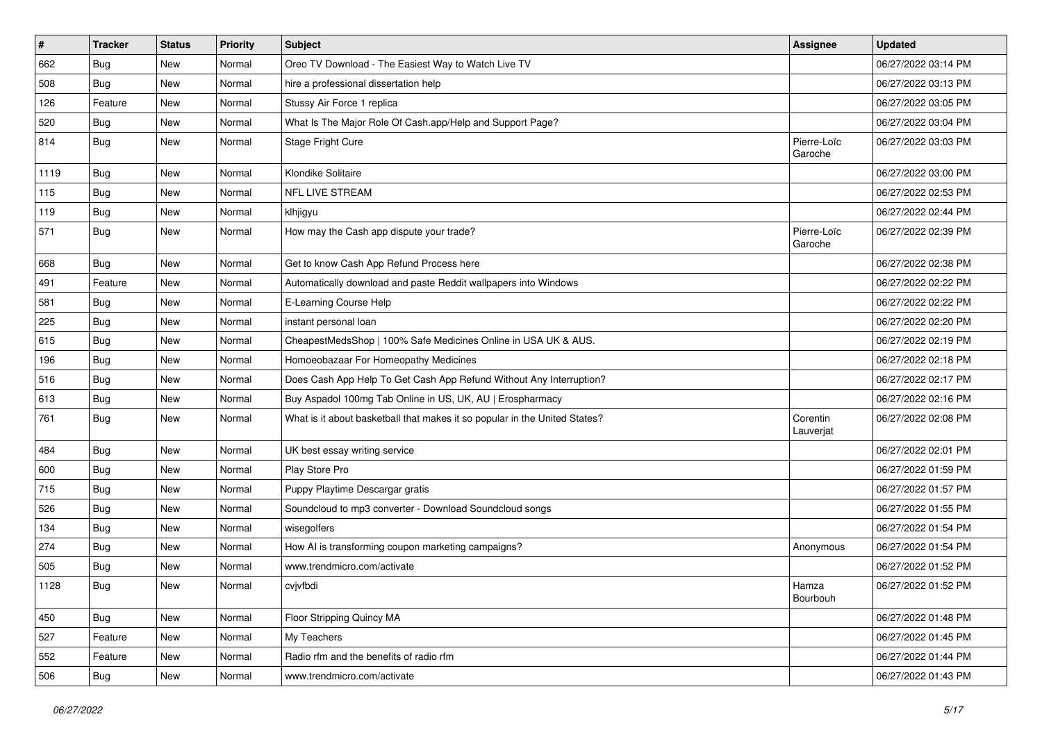| # | Tracker | Status | Priority | Subject | Assignee | Updated |
|---|---|---|---|---|---|---|
| 662 | Bug | New | Normal | Oreo TV Download - The Easiest Way to Watch Live TV | | 06/27/2022 03:14 PM |
| 508 | Bug | New | Normal | hire a professional dissertation help | | 06/27/2022 03:13 PM |
| 126 | Feature | New | Normal | Stussy Air Force 1 replica | | 06/27/2022 03:05 PM |
| 520 | Bug | New | Normal | What Is The Major Role Of Cash.app/Help and Support Page? | | 06/27/2022 03:04 PM |
| 814 | Bug | New | Normal | Stage Fright Cure | Pierre-Loïc Garoche | 06/27/2022 03:03 PM |
| 1119 | Bug | New | Normal | Klondike Solitaire | | 06/27/2022 03:00 PM |
| 115 | Bug | New | Normal | NFL LIVE STREAM | | 06/27/2022 02:53 PM |
| 119 | Bug | New | Normal | klhjigyu | | 06/27/2022 02:44 PM |
| 571 | Bug | New | Normal | How may the Cash app dispute your trade? | Pierre-Loïc Garoche | 06/27/2022 02:39 PM |
| 668 | Bug | New | Normal | Get to know Cash App Refund Process here | | 06/27/2022 02:38 PM |
| 491 | Feature | New | Normal | Automatically download and paste Reddit wallpapers into Windows | | 06/27/2022 02:22 PM |
| 581 | Bug | New | Normal | E-Learning Course Help | | 06/27/2022 02:22 PM |
| 225 | Bug | New | Normal | instant personal loan | | 06/27/2022 02:20 PM |
| 615 | Bug | New | Normal | CheapestMedsShop \| 100% Safe Medicines Online in USA UK & AUS. | | 06/27/2022 02:19 PM |
| 196 | Bug | New | Normal | Homoeobazaar For Homeopathy Medicines | | 06/27/2022 02:18 PM |
| 516 | Bug | New | Normal | Does Cash App Help To Get Cash App Refund Without Any Interruption? | | 06/27/2022 02:17 PM |
| 613 | Bug | New | Normal | Buy Aspadol 100mg Tab Online in US, UK, AU \| Erospharmacy | | 06/27/2022 02:16 PM |
| 761 | Bug | New | Normal | What is it about basketball that makes it so popular in the United States? | Corentin Lauverjat | 06/27/2022 02:08 PM |
| 484 | Bug | New | Normal | UK best essay writing service | | 06/27/2022 02:01 PM |
| 600 | Bug | New | Normal | Play Store Pro | | 06/27/2022 01:59 PM |
| 715 | Bug | New | Normal | Puppy Playtime Descargar gratis | | 06/27/2022 01:57 PM |
| 526 | Bug | New | Normal | Soundcloud to mp3 converter - Download Soundcloud songs | | 06/27/2022 01:55 PM |
| 134 | Bug | New | Normal | wisegolfers | | 06/27/2022 01:54 PM |
| 274 | Bug | New | Normal | How AI is transforming coupon marketing campaigns? | Anonymous | 06/27/2022 01:54 PM |
| 505 | Bug | New | Normal | www.trendmicro.com/activate | | 06/27/2022 01:52 PM |
| 1128 | Bug | New | Normal | cvjvfbdi | Hamza Bourbouh | 06/27/2022 01:52 PM |
| 450 | Bug | New | Normal | Floor Stripping Quincy MA | | 06/27/2022 01:48 PM |
| 527 | Feature | New | Normal | My Teachers | | 06/27/2022 01:45 PM |
| 552 | Feature | New | Normal | Radio rfm and the benefits of radio rfm | | 06/27/2022 01:44 PM |
| 506 | Bug | New | Normal | www.trendmicro.com/activate | | 06/27/2022 01:43 PM |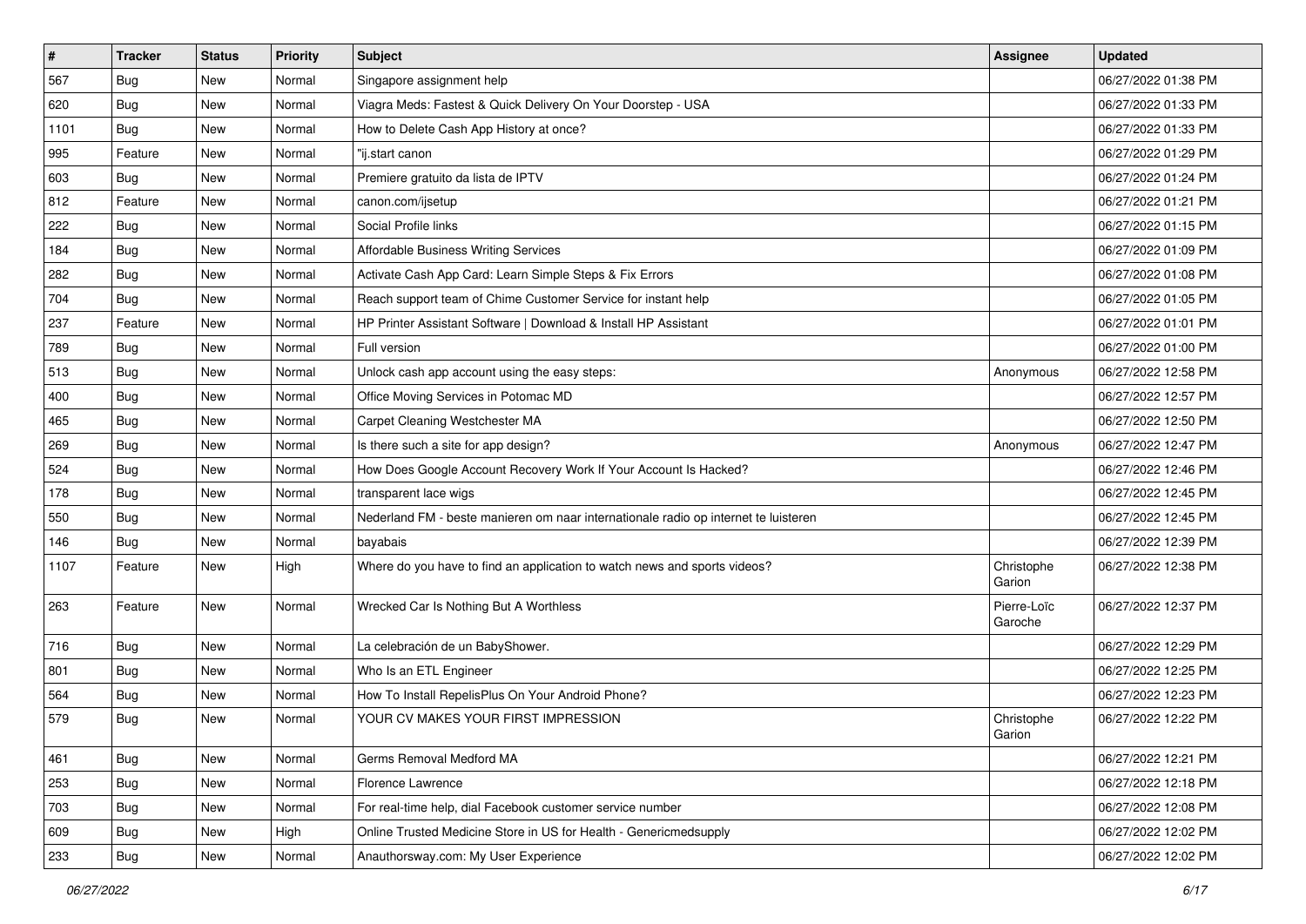| # | Tracker | Status | Priority | Subject | Assignee | Updated |
|---|---|---|---|---|---|---|
| 567 | Bug | New | Normal | Singapore assignment help | | 06/27/2022 01:38 PM |
| 620 | Bug | New | Normal | Viagra Meds: Fastest & Quick Delivery On Your Doorstep - USA | | 06/27/2022 01:33 PM |
| 1101 | Bug | New | Normal | How to Delete Cash App History at once? | | 06/27/2022 01:33 PM |
| 995 | Feature | New | Normal | "ij.start canon | | 06/27/2022 01:29 PM |
| 603 | Bug | New | Normal | Premiere gratuito da lista de IPTV | | 06/27/2022 01:24 PM |
| 812 | Feature | New | Normal | canon.com/ijsetup | | 06/27/2022 01:21 PM |
| 222 | Bug | New | Normal | Social Profile links | | 06/27/2022 01:15 PM |
| 184 | Bug | New | Normal | Affordable Business Writing Services | | 06/27/2022 01:09 PM |
| 282 | Bug | New | Normal | Activate Cash App Card: Learn Simple Steps & Fix Errors | | 06/27/2022 01:08 PM |
| 704 | Bug | New | Normal | Reach support team of Chime Customer Service for instant help | | 06/27/2022 01:05 PM |
| 237 | Feature | New | Normal | HP Printer Assistant Software \| Download & Install HP Assistant | | 06/27/2022 01:01 PM |
| 789 | Bug | New | Normal | Full version | | 06/27/2022 01:00 PM |
| 513 | Bug | New | Normal | Unlock cash app account using the easy steps: | Anonymous | 06/27/2022 12:58 PM |
| 400 | Bug | New | Normal | Office Moving Services in Potomac MD | | 06/27/2022 12:57 PM |
| 465 | Bug | New | Normal | Carpet Cleaning Westchester MA | | 06/27/2022 12:50 PM |
| 269 | Bug | New | Normal | Is there such a site for app design? | Anonymous | 06/27/2022 12:47 PM |
| 524 | Bug | New | Normal | How Does Google Account Recovery Work If Your Account Is Hacked? | | 06/27/2022 12:46 PM |
| 178 | Bug | New | Normal | transparent lace wigs | | 06/27/2022 12:45 PM |
| 550 | Bug | New | Normal | Nederland FM - beste manieren om naar internationale radio op internet te luisteren | | 06/27/2022 12:45 PM |
| 146 | Bug | New | Normal | bayabais | | 06/27/2022 12:39 PM |
| 1107 | Feature | New | High | Where do you have to find an application to watch news and sports videos? | Christophe Garion | 06/27/2022 12:38 PM |
| 263 | Feature | New | Normal | Wrecked Car Is Nothing But A Worthless | Pierre-Loïc Garoche | 06/27/2022 12:37 PM |
| 716 | Bug | New | Normal | La celebración de un BabyShower. | | 06/27/2022 12:29 PM |
| 801 | Bug | New | Normal | Who Is an ETL Engineer | | 06/27/2022 12:25 PM |
| 564 | Bug | New | Normal | How To Install RepelisPlus On Your Android Phone? | | 06/27/2022 12:23 PM |
| 579 | Bug | New | Normal | YOUR CV MAKES YOUR FIRST IMPRESSION | Christophe Garion | 06/27/2022 12:22 PM |
| 461 | Bug | New | Normal | Germs Removal Medford MA | | 06/27/2022 12:21 PM |
| 253 | Bug | New | Normal | Florence Lawrence | | 06/27/2022 12:18 PM |
| 703 | Bug | New | Normal | For real-time help, dial Facebook customer service number | | 06/27/2022 12:08 PM |
| 609 | Bug | New | High | Online Trusted Medicine Store in US for Health - Genericmedsupply | | 06/27/2022 12:02 PM |
| 233 | Bug | New | Normal | Anauthorsway.com: My User Experience | | 06/27/2022 12:02 PM |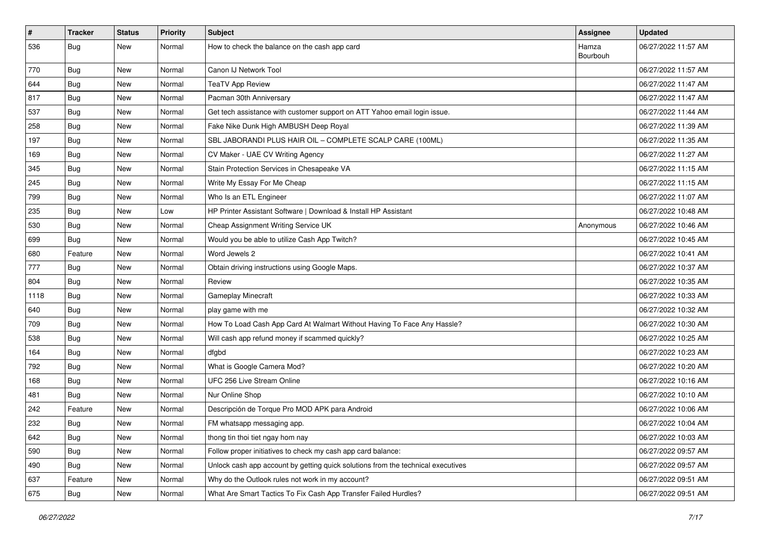| # | Tracker | Status | Priority | Subject | Assignee | Updated |
|---|---|---|---|---|---|---|
| 536 | Bug | New | Normal | How to check the balance on the cash app card | Hamza Bourbouh | 06/27/2022 11:57 AM |
| 770 | Bug | New | Normal | Canon IJ Network Tool | | 06/27/2022 11:57 AM |
| 644 | Bug | New | Normal | TeaTV App Review | | 06/27/2022 11:47 AM |
| 817 | Bug | New | Normal | Pacman 30th Anniversary | | 06/27/2022 11:47 AM |
| 537 | Bug | New | Normal | Get tech assistance with customer support on ATT Yahoo email login issue. | | 06/27/2022 11:44 AM |
| 258 | Bug | New | Normal | Fake Nike Dunk High AMBUSH Deep Royal | | 06/27/2022 11:39 AM |
| 197 | Bug | New | Normal | SBL JABORANDI PLUS HAIR OIL – COMPLETE SCALP CARE (100ML) | | 06/27/2022 11:35 AM |
| 169 | Bug | New | Normal | CV Maker - UAE CV Writing Agency | | 06/27/2022 11:27 AM |
| 345 | Bug | New | Normal | Stain Protection Services in Chesapeake VA | | 06/27/2022 11:15 AM |
| 245 | Bug | New | Normal | Write My Essay For Me Cheap | | 06/27/2022 11:15 AM |
| 799 | Bug | New | Normal | Who Is an ETL Engineer | | 06/27/2022 11:07 AM |
| 235 | Bug | New | Low | HP Printer Assistant Software \| Download & Install HP Assistant | | 06/27/2022 10:48 AM |
| 530 | Bug | New | Normal | Cheap Assignment Writing Service UK | Anonymous | 06/27/2022 10:46 AM |
| 699 | Bug | New | Normal | Would you be able to utilize Cash App Twitch? | | 06/27/2022 10:45 AM |
| 680 | Feature | New | Normal | Word Jewels 2 | | 06/27/2022 10:41 AM |
| 777 | Bug | New | Normal | Obtain driving instructions using Google Maps. | | 06/27/2022 10:37 AM |
| 804 | Bug | New | Normal | Review | | 06/27/2022 10:35 AM |
| 1118 | Bug | New | Normal | Gameplay Minecraft | | 06/27/2022 10:33 AM |
| 640 | Bug | New | Normal | play game with me | | 06/27/2022 10:32 AM |
| 709 | Bug | New | Normal | How To Load Cash App Card At Walmart Without Having To Face Any Hassle? | | 06/27/2022 10:30 AM |
| 538 | Bug | New | Normal | Will cash app refund money if scammed quickly? | | 06/27/2022 10:25 AM |
| 164 | Bug | New | Normal | dfgbd | | 06/27/2022 10:23 AM |
| 792 | Bug | New | Normal | What is Google Camera Mod? | | 06/27/2022 10:20 AM |
| 168 | Bug | New | Normal | UFC 256 Live Stream Online | | 06/27/2022 10:16 AM |
| 481 | Bug | New | Normal | Nur Online Shop | | 06/27/2022 10:10 AM |
| 242 | Feature | New | Normal | Descripción de Torque Pro MOD APK para Android | | 06/27/2022 10:06 AM |
| 232 | Bug | New | Normal | FM whatsapp messaging app. | | 06/27/2022 10:04 AM |
| 642 | Bug | New | Normal | thong tin thoi tiet ngay hom nay | | 06/27/2022 10:03 AM |
| 590 | Bug | New | Normal | Follow proper initiatives to check my cash app card balance: | | 06/27/2022 09:57 AM |
| 490 | Bug | New | Normal | Unlock cash app account by getting quick solutions from the technical executives | | 06/27/2022 09:57 AM |
| 637 | Feature | New | Normal | Why do the Outlook rules not work in my account? | | 06/27/2022 09:51 AM |
| 675 | Bug | New | Normal | What Are Smart Tactics To Fix Cash App Transfer Failed Hurdles? | | 06/27/2022 09:51 AM |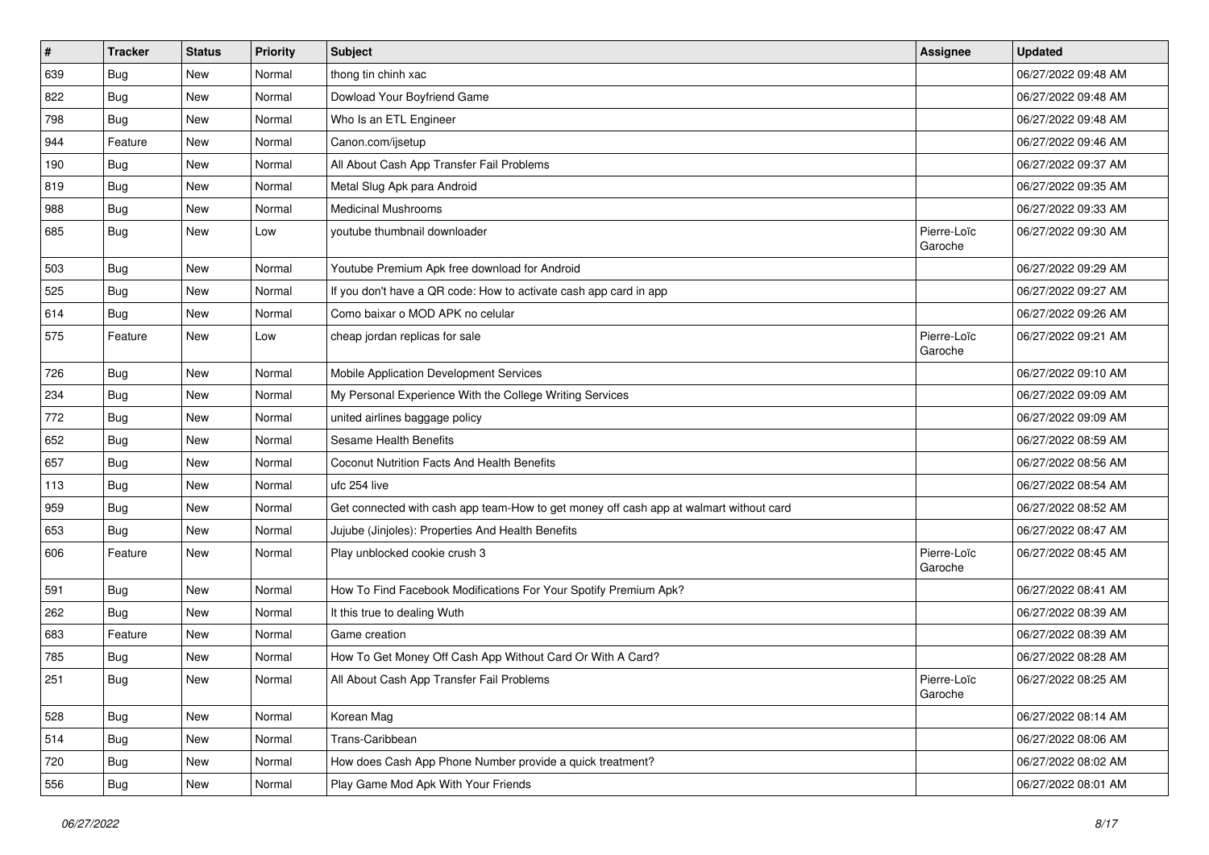| # | Tracker | Status | Priority | Subject | Assignee | Updated |
|---|---|---|---|---|---|---|
| 639 | Bug | New | Normal | thong tin chinh xac | | 06/27/2022 09:48 AM |
| 822 | Bug | New | Normal | Dowload Your Boyfriend Game | | 06/27/2022 09:48 AM |
| 798 | Bug | New | Normal | Who Is an ETL Engineer | | 06/27/2022 09:48 AM |
| 944 | Feature | New | Normal | Canon.com/ijsetup | | 06/27/2022 09:46 AM |
| 190 | Bug | New | Normal | All About Cash App Transfer Fail Problems | | 06/27/2022 09:37 AM |
| 819 | Bug | New | Normal | Metal Slug Apk para Android | | 06/27/2022 09:35 AM |
| 988 | Bug | New | Normal | Medicinal Mushrooms | | 06/27/2022 09:33 AM |
| 685 | Bug | New | Low | youtube thumbnail downloader | Pierre-Loïc Garoche | 06/27/2022 09:30 AM |
| 503 | Bug | New | Normal | Youtube Premium Apk free download for Android | | 06/27/2022 09:29 AM |
| 525 | Bug | New | Normal | If you don't have a QR code: How to activate cash app card in app | | 06/27/2022 09:27 AM |
| 614 | Bug | New | Normal | Como baixar o MOD APK no celular | | 06/27/2022 09:26 AM |
| 575 | Feature | New | Low | cheap jordan replicas for sale | Pierre-Loïc Garoche | 06/27/2022 09:21 AM |
| 726 | Bug | New | Normal | Mobile Application Development Services | | 06/27/2022 09:10 AM |
| 234 | Bug | New | Normal | My Personal Experience With the College Writing Services | | 06/27/2022 09:09 AM |
| 772 | Bug | New | Normal | united airlines baggage policy | | 06/27/2022 09:09 AM |
| 652 | Bug | New | Normal | Sesame Health Benefits | | 06/27/2022 08:59 AM |
| 657 | Bug | New | Normal | Coconut Nutrition Facts And Health Benefits | | 06/27/2022 08:56 AM |
| 113 | Bug | New | Normal | ufc 254 live | | 06/27/2022 08:54 AM |
| 959 | Bug | New | Normal | Get connected with cash app team-How to get money off cash app at walmart without card | | 06/27/2022 08:52 AM |
| 653 | Bug | New | Normal | Jujube (Jinjoles): Properties And Health Benefits | | 06/27/2022 08:47 AM |
| 606 | Feature | New | Normal | Play unblocked cookie crush 3 | Pierre-Loïc Garoche | 06/27/2022 08:45 AM |
| 591 | Bug | New | Normal | How To Find Facebook Modifications For Your Spotify Premium Apk? | | 06/27/2022 08:41 AM |
| 262 | Bug | New | Normal | It this true to dealing Wuth | | 06/27/2022 08:39 AM |
| 683 | Feature | New | Normal | Game creation | | 06/27/2022 08:39 AM |
| 785 | Bug | New | Normal | How To Get Money Off Cash App Without Card Or With A Card? | | 06/27/2022 08:28 AM |
| 251 | Bug | New | Normal | All About Cash App Transfer Fail Problems | Pierre-Loïc Garoche | 06/27/2022 08:25 AM |
| 528 | Bug | New | Normal | Korean Mag | | 06/27/2022 08:14 AM |
| 514 | Bug | New | Normal | Trans-Caribbean | | 06/27/2022 08:06 AM |
| 720 | Bug | New | Normal | How does Cash App Phone Number provide a quick treatment? | | 06/27/2022 08:02 AM |
| 556 | Bug | New | Normal | Play Game Mod Apk With Your Friends | | 06/27/2022 08:01 AM |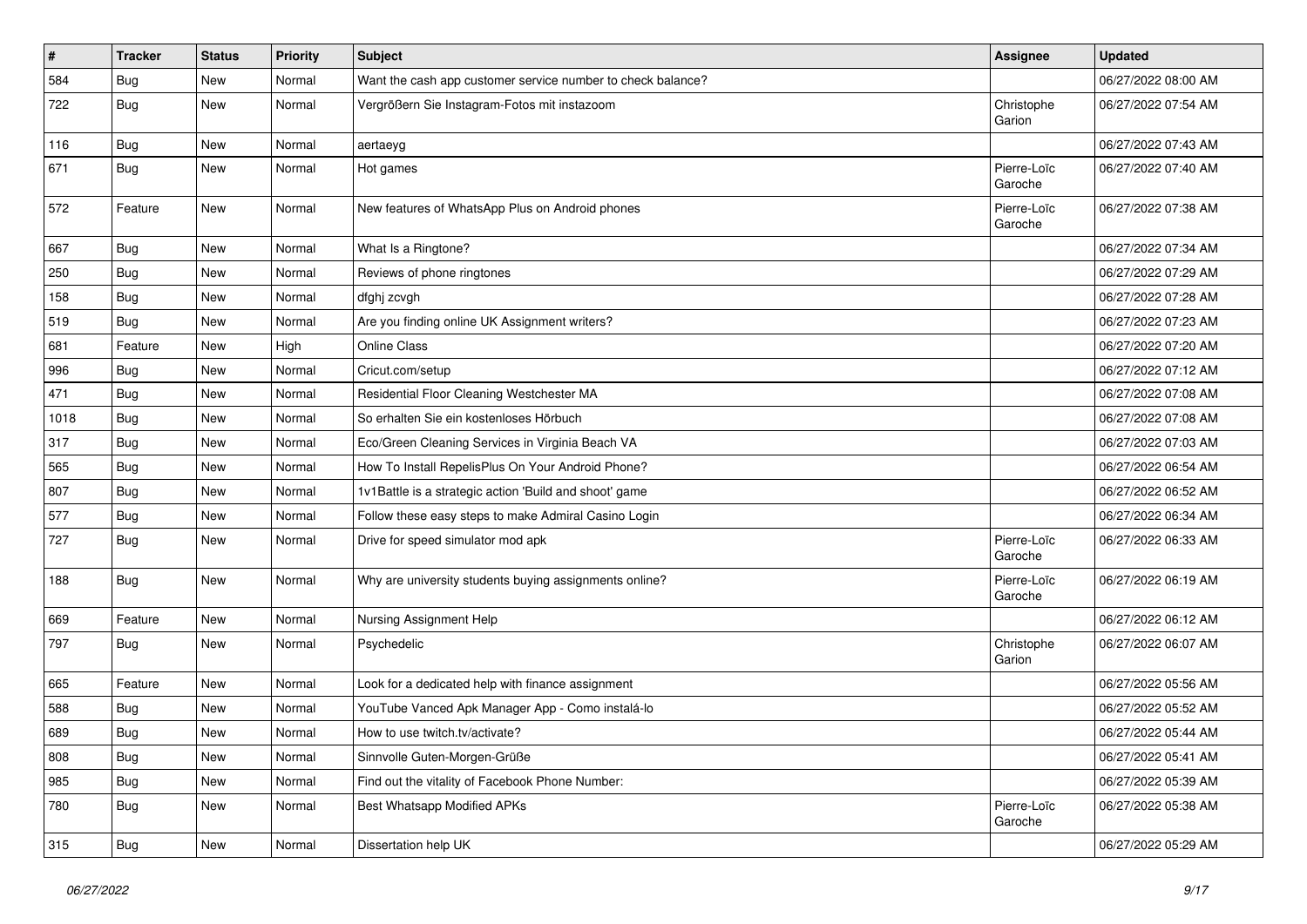| # | Tracker | Status | Priority | Subject | Assignee | Updated |
|---|---|---|---|---|---|---|
| 584 | Bug | New | Normal | Want the cash app customer service number to check balance? | | 06/27/2022 08:00 AM |
| 722 | Bug | New | Normal | Vergrößern Sie Instagram-Fotos mit instazoom | Christophe Garion | 06/27/2022 07:54 AM |
| 116 | Bug | New | Normal | aertaeyg | | 06/27/2022 07:43 AM |
| 671 | Bug | New | Normal | Hot games | Pierre-Loïc Garoche | 06/27/2022 07:40 AM |
| 572 | Feature | New | Normal | New features of WhatsApp Plus on Android phones | Pierre-Loïc Garoche | 06/27/2022 07:38 AM |
| 667 | Bug | New | Normal | What Is a Ringtone? | | 06/27/2022 07:34 AM |
| 250 | Bug | New | Normal | Reviews of phone ringtones | | 06/27/2022 07:29 AM |
| 158 | Bug | New | Normal | dfghj zcvgh | | 06/27/2022 07:28 AM |
| 519 | Bug | New | Normal | Are you finding online UK Assignment writers? | | 06/27/2022 07:23 AM |
| 681 | Feature | New | High | Online Class | | 06/27/2022 07:20 AM |
| 996 | Bug | New | Normal | Cricut.com/setup | | 06/27/2022 07:12 AM |
| 471 | Bug | New | Normal | Residential Floor Cleaning Westchester MA | | 06/27/2022 07:08 AM |
| 1018 | Bug | New | Normal | So erhalten Sie ein kostenloses Hörbuch | | 06/27/2022 07:08 AM |
| 317 | Bug | New | Normal | Eco/Green Cleaning Services in Virginia Beach VA | | 06/27/2022 07:03 AM |
| 565 | Bug | New | Normal | How To Install RepelisPlus On Your Android Phone? | | 06/27/2022 06:54 AM |
| 807 | Bug | New | Normal | 1v1Battle is a strategic action 'Build and shoot' game | | 06/27/2022 06:52 AM |
| 577 | Bug | New | Normal | Follow these easy steps to make Admiral Casino Login | | 06/27/2022 06:34 AM |
| 727 | Bug | New | Normal | Drive for speed simulator mod apk | Pierre-Loïc Garoche | 06/27/2022 06:33 AM |
| 188 | Bug | New | Normal | Why are university students buying assignments online? | Pierre-Loïc Garoche | 06/27/2022 06:19 AM |
| 669 | Feature | New | Normal | Nursing Assignment Help | | 06/27/2022 06:12 AM |
| 797 | Bug | New | Normal | Psychedelic | Christophe Garion | 06/27/2022 06:07 AM |
| 665 | Feature | New | Normal | Look for a dedicated help with finance assignment | | 06/27/2022 05:56 AM |
| 588 | Bug | New | Normal | YouTube Vanced Apk Manager App - Como instalá-lo | | 06/27/2022 05:52 AM |
| 689 | Bug | New | Normal | How to use twitch.tv/activate? | | 06/27/2022 05:44 AM |
| 808 | Bug | New | Normal | Sinnvolle Guten-Morgen-Grüße | | 06/27/2022 05:41 AM |
| 985 | Bug | New | Normal | Find out the vitality of Facebook Phone Number: | | 06/27/2022 05:39 AM |
| 780 | Bug | New | Normal | Best Whatsapp Modified APKs | Pierre-Loïc Garoche | 06/27/2022 05:38 AM |
| 315 | Bug | New | Normal | Dissertation help UK | | 06/27/2022 05:29 AM |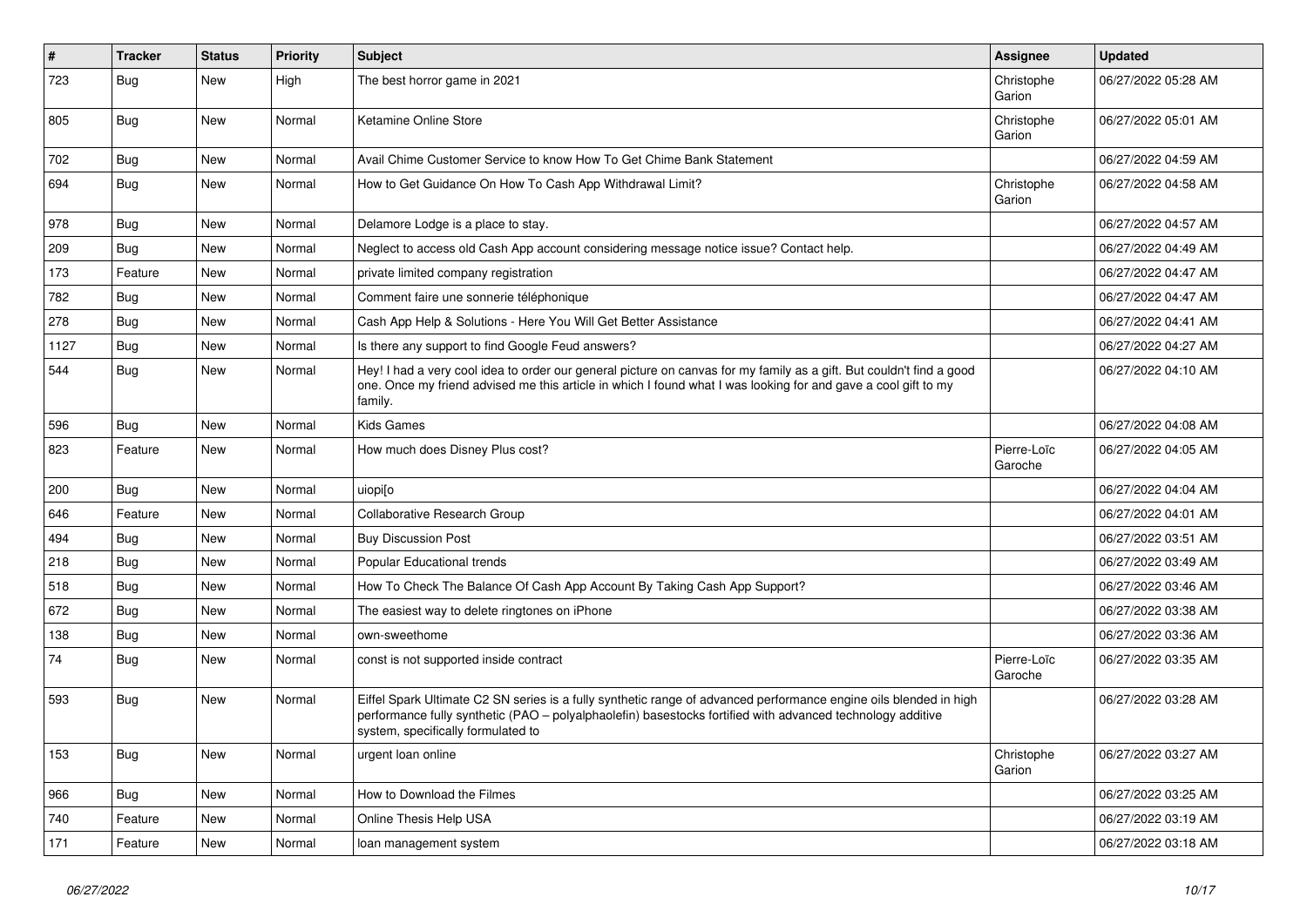| # | Tracker | Status | Priority | Subject | Assignee | Updated |
|---|---|---|---|---|---|---|
| 723 | Bug | New | High | The best horror game in 2021 | Christophe Garion | 06/27/2022 05:28 AM |
| 805 | Bug | New | Normal | Ketamine Online Store | Christophe Garion | 06/27/2022 05:01 AM |
| 702 | Bug | New | Normal | Avail Chime Customer Service to know How To Get Chime Bank Statement | | 06/27/2022 04:59 AM |
| 694 | Bug | New | Normal | How to Get Guidance On How To Cash App Withdrawal Limit? | Christophe Garion | 06/27/2022 04:58 AM |
| 978 | Bug | New | Normal | Delamore Lodge is a place to stay. | | 06/27/2022 04:57 AM |
| 209 | Bug | New | Normal | Neglect to access old Cash App account considering message notice issue? Contact help. | | 06/27/2022 04:49 AM |
| 173 | Feature | New | Normal | private limited company registration | | 06/27/2022 04:47 AM |
| 782 | Bug | New | Normal | Comment faire une sonnerie téléphonique | | 06/27/2022 04:47 AM |
| 278 | Bug | New | Normal | Cash App Help & Solutions - Here You Will Get Better Assistance | | 06/27/2022 04:41 AM |
| 1127 | Bug | New | Normal | Is there any support to find Google Feud answers? | | 06/27/2022 04:27 AM |
| 544 | Bug | New | Normal | Hey! I had a very cool idea to order our general picture on canvas for my family as a gift. But couldn't find a good one. Once my friend advised me this article in which I found what I was looking for and gave a cool gift to my family. | | 06/27/2022 04:10 AM |
| 596 | Bug | New | Normal | Kids Games | | 06/27/2022 04:08 AM |
| 823 | Feature | New | Normal | How much does Disney Plus cost? | Pierre-Loïc Garoche | 06/27/2022 04:05 AM |
| 200 | Bug | New | Normal | uiopi[o | | 06/27/2022 04:04 AM |
| 646 | Feature | New | Normal | Collaborative Research Group | | 06/27/2022 04:01 AM |
| 494 | Bug | New | Normal | Buy Discussion Post | | 06/27/2022 03:51 AM |
| 218 | Bug | New | Normal | Popular Educational trends | | 06/27/2022 03:49 AM |
| 518 | Bug | New | Normal | How To Check The Balance Of Cash App Account By Taking Cash App Support? | | 06/27/2022 03:46 AM |
| 672 | Bug | New | Normal | The easiest way to delete ringtones on iPhone | | 06/27/2022 03:38 AM |
| 138 | Bug | New | Normal | own-sweethome | | 06/27/2022 03:36 AM |
| 74 | Bug | New | Normal | const is not supported inside contract | Pierre-Loïc Garoche | 06/27/2022 03:35 AM |
| 593 | Bug | New | Normal | Eiffel Spark Ultimate C2 SN series is a fully synthetic range of advanced performance engine oils blended in high performance fully synthetic (PAO – polyalphaolefin) basestocks fortified with advanced technology additive system, specifically formulated to | | 06/27/2022 03:28 AM |
| 153 | Bug | New | Normal | urgent loan online | Christophe Garion | 06/27/2022 03:27 AM |
| 966 | Bug | New | Normal | How to Download the Filmes | | 06/27/2022 03:25 AM |
| 740 | Feature | New | Normal | Online Thesis Help USA | | 06/27/2022 03:19 AM |
| 171 | Feature | New | Normal | loan management system | | 06/27/2022 03:18 AM |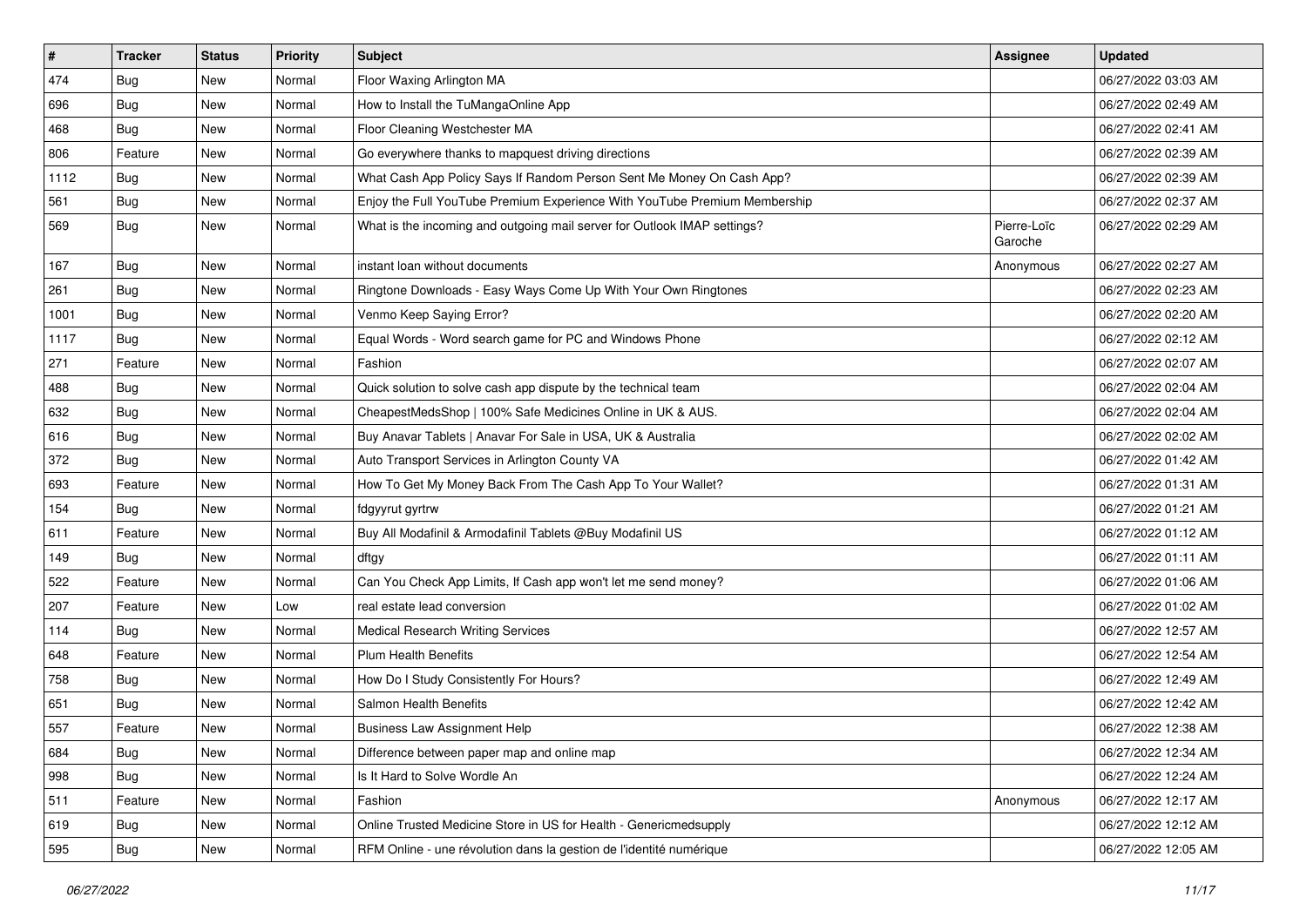| # | Tracker | Status | Priority | Subject | Assignee | Updated |
|---|---|---|---|---|---|---|
| 474 | Bug | New | Normal | Floor Waxing Arlington MA | | 06/27/2022 03:03 AM |
| 696 | Bug | New | Normal | How to Install the TuMangaOnline App | | 06/27/2022 02:49 AM |
| 468 | Bug | New | Normal | Floor Cleaning Westchester MA | | 06/27/2022 02:41 AM |
| 806 | Feature | New | Normal | Go everywhere thanks to mapquest driving directions | | 06/27/2022 02:39 AM |
| 1112 | Bug | New | Normal | What Cash App Policy Says If Random Person Sent Me Money On Cash App? | | 06/27/2022 02:39 AM |
| 561 | Bug | New | Normal | Enjoy the Full YouTube Premium Experience With YouTube Premium Membership | | 06/27/2022 02:37 AM |
| 569 | Bug | New | Normal | What is the incoming and outgoing mail server for Outlook IMAP settings? | Pierre-Loïc Garoche | 06/27/2022 02:29 AM |
| 167 | Bug | New | Normal | instant loan without documents | Anonymous | 06/27/2022 02:27 AM |
| 261 | Bug | New | Normal | Ringtone Downloads - Easy Ways Come Up With Your Own Ringtones | | 06/27/2022 02:23 AM |
| 1001 | Bug | New | Normal | Venmo Keep Saying Error? | | 06/27/2022 02:20 AM |
| 1117 | Bug | New | Normal | Equal Words - Word search game for PC and Windows Phone | | 06/27/2022 02:12 AM |
| 271 | Feature | New | Normal | Fashion | | 06/27/2022 02:07 AM |
| 488 | Bug | New | Normal | Quick solution to solve cash app dispute by the technical team | | 06/27/2022 02:04 AM |
| 632 | Bug | New | Normal | CheapestMedsShop | 100% Safe Medicines Online in UK & AUS. | | 06/27/2022 02:04 AM |
| 616 | Bug | New | Normal | Buy Anavar Tablets | Anavar For Sale in USA, UK & Australia | | 06/27/2022 02:02 AM |
| 372 | Bug | New | Normal | Auto Transport Services in Arlington County VA | | 06/27/2022 01:42 AM |
| 693 | Feature | New | Normal | How To Get My Money Back From The Cash App To Your Wallet? | | 06/27/2022 01:31 AM |
| 154 | Bug | New | Normal | fdgyyrut gyrtrw | | 06/27/2022 01:21 AM |
| 611 | Feature | New | Normal | Buy All Modafinil & Armodafinil Tablets @Buy Modafinil US | | 06/27/2022 01:12 AM |
| 149 | Bug | New | Normal | dftgy | | 06/27/2022 01:11 AM |
| 522 | Feature | New | Normal | Can You Check App Limits, If Cash app won't let me send money? | | 06/27/2022 01:06 AM |
| 207 | Feature | New | Low | real estate lead conversion | | 06/27/2022 01:02 AM |
| 114 | Bug | New | Normal | Medical Research Writing Services | | 06/27/2022 12:57 AM |
| 648 | Feature | New | Normal | Plum Health Benefits | | 06/27/2022 12:54 AM |
| 758 | Bug | New | Normal | How Do I Study Consistently For Hours? | | 06/27/2022 12:49 AM |
| 651 | Bug | New | Normal | Salmon Health Benefits | | 06/27/2022 12:42 AM |
| 557 | Feature | New | Normal | Business Law Assignment Help | | 06/27/2022 12:38 AM |
| 684 | Bug | New | Normal | Difference between paper map and online map | | 06/27/2022 12:34 AM |
| 998 | Bug | New | Normal | Is It Hard to Solve Wordle An | | 06/27/2022 12:24 AM |
| 511 | Feature | New | Normal | Fashion | Anonymous | 06/27/2022 12:17 AM |
| 619 | Bug | New | Normal | Online Trusted Medicine Store in US for Health - Genericmedsupply | | 06/27/2022 12:12 AM |
| 595 | Bug | New | Normal | RFM Online - une révolution dans la gestion de l'identité numérique | | 06/27/2022 12:05 AM |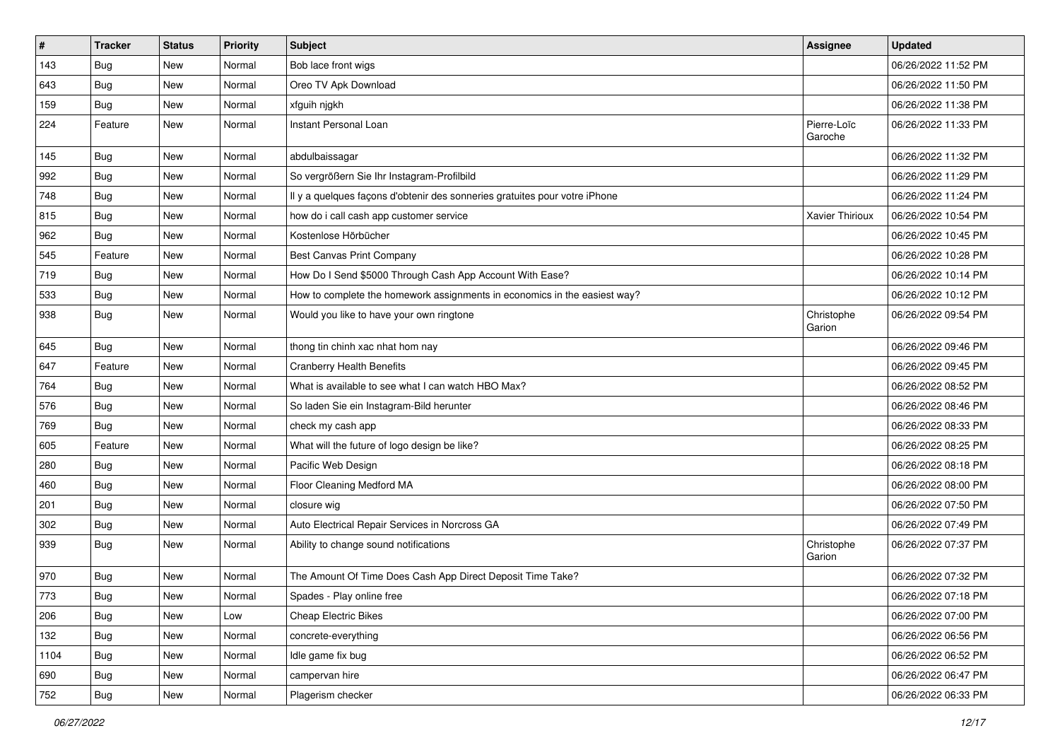| # | Tracker | Status | Priority | Subject | Assignee | Updated |
|---|---|---|---|---|---|---|
| 143 | Bug | New | Normal | Bob lace front wigs | | 06/26/2022 11:52 PM |
| 643 | Bug | New | Normal | Oreo TV Apk Download | | 06/26/2022 11:50 PM |
| 159 | Bug | New | Normal | xfguih njgkh | | 06/26/2022 11:38 PM |
| 224 | Feature | New | Normal | Instant Personal Loan | Pierre-Loïc Garoche | 06/26/2022 11:33 PM |
| 145 | Bug | New | Normal | abdulbaissagar | | 06/26/2022 11:32 PM |
| 992 | Bug | New | Normal | So vergrößern Sie Ihr Instagram-Profilbild | | 06/26/2022 11:29 PM |
| 748 | Bug | New | Normal | Il y a quelques façons d'obtenir des sonneries gratuites pour votre iPhone | | 06/26/2022 11:24 PM |
| 815 | Bug | New | Normal | how do i call cash app customer service | Xavier Thirioux | 06/26/2022 10:54 PM |
| 962 | Bug | New | Normal | Kostenlose Hörbücher | | 06/26/2022 10:45 PM |
| 545 | Feature | New | Normal | Best Canvas Print Company | | 06/26/2022 10:28 PM |
| 719 | Bug | New | Normal | How Do I Send $5000 Through Cash App Account With Ease? | | 06/26/2022 10:14 PM |
| 533 | Bug | New | Normal | How to complete the homework assignments in economics in the easiest way? | | 06/26/2022 10:12 PM |
| 938 | Bug | New | Normal | Would you like to have your own ringtone | Christophe Garion | 06/26/2022 09:54 PM |
| 645 | Bug | New | Normal | thong tin chinh xac nhat hom nay | | 06/26/2022 09:46 PM |
| 647 | Feature | New | Normal | Cranberry Health Benefits | | 06/26/2022 09:45 PM |
| 764 | Bug | New | Normal | What is available to see what I can watch HBO Max? | | 06/26/2022 08:52 PM |
| 576 | Bug | New | Normal | So laden Sie ein Instagram-Bild herunter | | 06/26/2022 08:46 PM |
| 769 | Bug | New | Normal | check my cash app | | 06/26/2022 08:33 PM |
| 605 | Feature | New | Normal | What will the future of logo design be like? | | 06/26/2022 08:25 PM |
| 280 | Bug | New | Normal | Pacific Web Design | | 06/26/2022 08:18 PM |
| 460 | Bug | New | Normal | Floor Cleaning Medford MA | | 06/26/2022 08:00 PM |
| 201 | Bug | New | Normal | closure wig | | 06/26/2022 07:50 PM |
| 302 | Bug | New | Normal | Auto Electrical Repair Services in Norcross GA | | 06/26/2022 07:49 PM |
| 939 | Bug | New | Normal | Ability to change sound notifications | Christophe Garion | 06/26/2022 07:37 PM |
| 970 | Bug | New | Normal | The Amount Of Time Does Cash App Direct Deposit Time Take? | | 06/26/2022 07:32 PM |
| 773 | Bug | New | Normal | Spades - Play online free | | 06/26/2022 07:18 PM |
| 206 | Bug | New | Low | Cheap Electric Bikes | | 06/26/2022 07:00 PM |
| 132 | Bug | New | Normal | concrete-everything | | 06/26/2022 06:56 PM |
| 1104 | Bug | New | Normal | Idle game fix bug | | 06/26/2022 06:52 PM |
| 690 | Bug | New | Normal | campervan hire | | 06/26/2022 06:47 PM |
| 752 | Bug | New | Normal | Plagerism checker | | 06/26/2022 06:33 PM |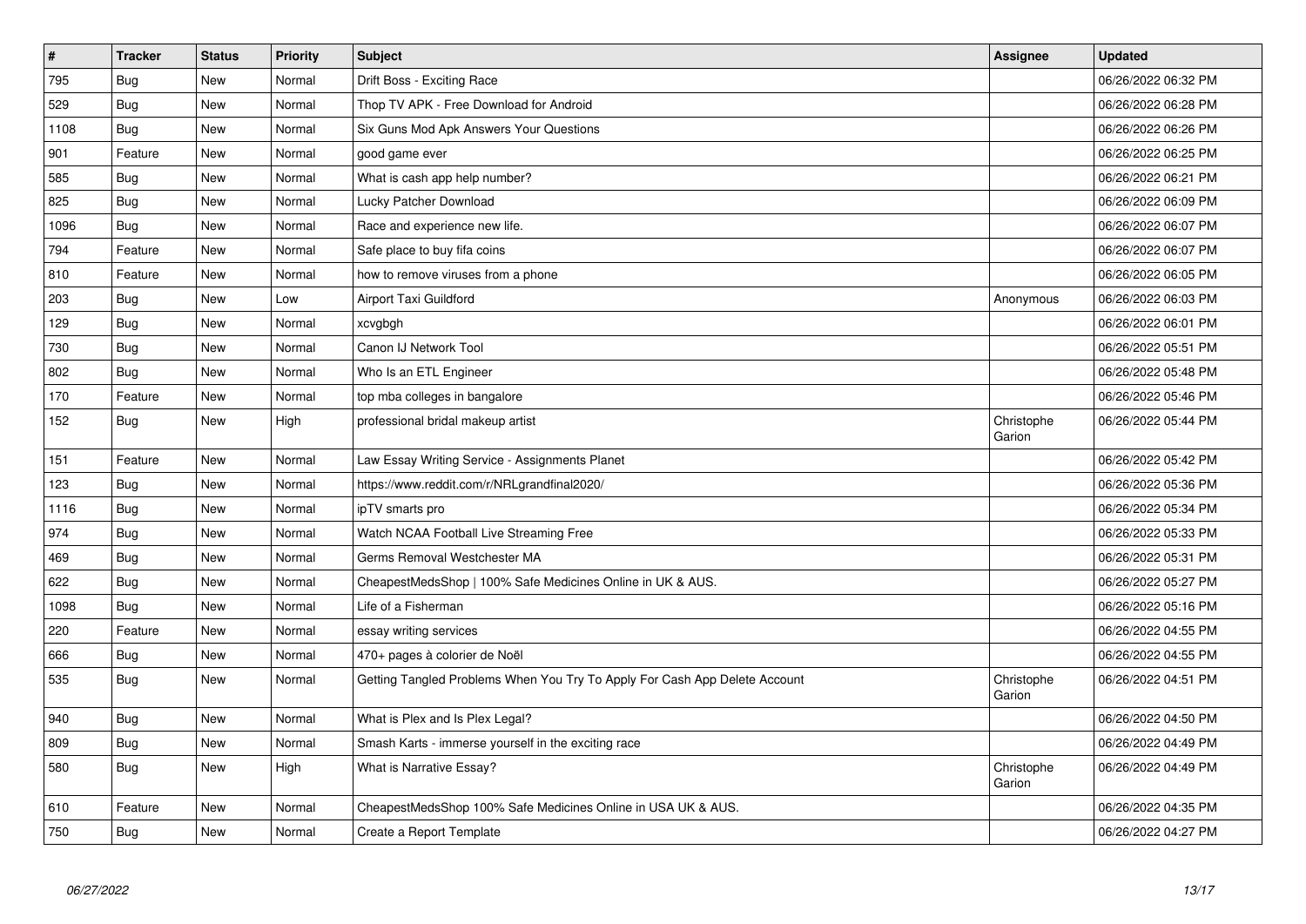| # | Tracker | Status | Priority | Subject | Assignee | Updated |
|---|---|---|---|---|---|---|
| 795 | Bug | New | Normal | Drift Boss - Exciting Race | | 06/26/2022 06:32 PM |
| 529 | Bug | New | Normal | Thop TV APK - Free Download for Android | | 06/26/2022 06:28 PM |
| 1108 | Bug | New | Normal | Six Guns Mod Apk Answers Your Questions | | 06/26/2022 06:26 PM |
| 901 | Feature | New | Normal | good game ever | | 06/26/2022 06:25 PM |
| 585 | Bug | New | Normal | What is cash app help number? | | 06/26/2022 06:21 PM |
| 825 | Bug | New | Normal | Lucky Patcher Download | | 06/26/2022 06:09 PM |
| 1096 | Bug | New | Normal | Race and experience new life. | | 06/26/2022 06:07 PM |
| 794 | Feature | New | Normal | Safe place to buy fifa coins | | 06/26/2022 06:07 PM |
| 810 | Feature | New | Normal | how to remove viruses from a phone | | 06/26/2022 06:05 PM |
| 203 | Bug | New | Low | Airport Taxi Guildford | Anonymous | 06/26/2022 06:03 PM |
| 129 | Bug | New | Normal | xcvgbgh | | 06/26/2022 06:01 PM |
| 730 | Bug | New | Normal | Canon IJ Network Tool | | 06/26/2022 05:51 PM |
| 802 | Bug | New | Normal | Who Is an ETL Engineer | | 06/26/2022 05:48 PM |
| 170 | Feature | New | Normal | top mba colleges in bangalore | | 06/26/2022 05:46 PM |
| 152 | Bug | New | High | professional bridal makeup artist | Christophe Garion | 06/26/2022 05:44 PM |
| 151 | Feature | New | Normal | Law Essay Writing Service - Assignments Planet | | 06/26/2022 05:42 PM |
| 123 | Bug | New | Normal | https://www.reddit.com/r/NRLgrandfinal2020/ | | 06/26/2022 05:36 PM |
| 1116 | Bug | New | Normal | ipTV smarts pro | | 06/26/2022 05:34 PM |
| 974 | Bug | New | Normal | Watch NCAA Football Live Streaming Free | | 06/26/2022 05:33 PM |
| 469 | Bug | New | Normal | Germs Removal Westchester MA | | 06/26/2022 05:31 PM |
| 622 | Bug | New | Normal | CheapestMedsShop \| 100% Safe Medicines Online in UK & AUS. | | 06/26/2022 05:27 PM |
| 1098 | Bug | New | Normal | Life of a Fisherman | | 06/26/2022 05:16 PM |
| 220 | Feature | New | Normal | essay writing services | | 06/26/2022 04:55 PM |
| 666 | Bug | New | Normal | 470+ pages à colorier de Noël | | 06/26/2022 04:55 PM |
| 535 | Bug | New | Normal | Getting Tangled Problems When You Try To Apply For Cash App Delete Account | Christophe Garion | 06/26/2022 04:51 PM |
| 940 | Bug | New | Normal | What is Plex and Is Plex Legal? | | 06/26/2022 04:50 PM |
| 809 | Bug | New | Normal | Smash Karts - immerse yourself in the exciting race | | 06/26/2022 04:49 PM |
| 580 | Bug | New | High | What is Narrative Essay? | Christophe Garion | 06/26/2022 04:49 PM |
| 610 | Feature | New | Normal | CheapestMedsShop 100% Safe Medicines Online in USA UK & AUS. | | 06/26/2022 04:35 PM |
| 750 | Bug | New | Normal | Create a Report Template | | 06/26/2022 04:27 PM |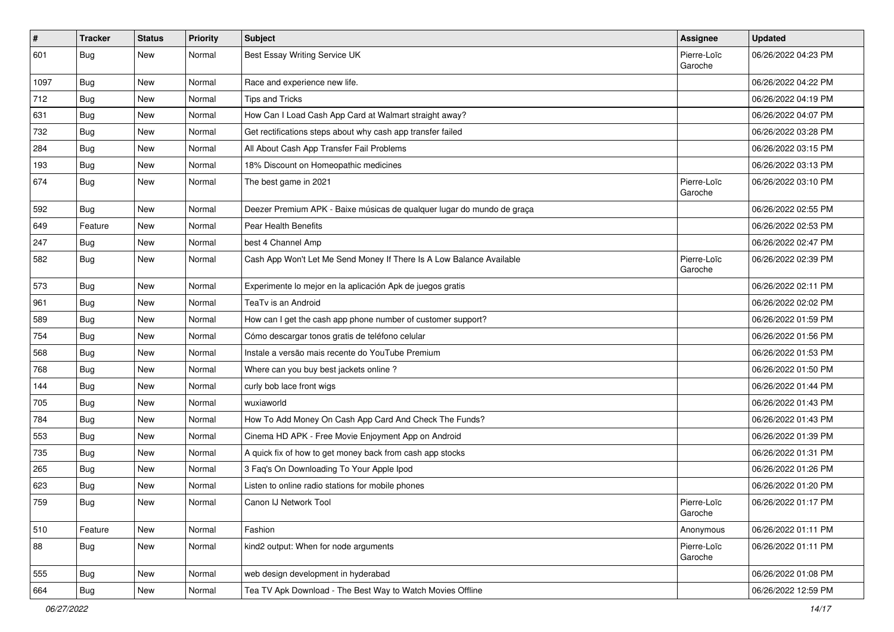| # | Tracker | Status | Priority | Subject | Assignee | Updated |
|---|---|---|---|---|---|---|
| 601 | Bug | New | Normal | Best Essay Writing Service UK | Pierre-Loïc Garoche | 06/26/2022 04:23 PM |
| 1097 | Bug | New | Normal | Race and experience new life. | | 06/26/2022 04:22 PM |
| 712 | Bug | New | Normal | Tips and Tricks | | 06/26/2022 04:19 PM |
| 631 | Bug | New | Normal | How Can I Load Cash App Card at Walmart straight away? | | 06/26/2022 04:07 PM |
| 732 | Bug | New | Normal | Get rectifications steps about why cash app transfer failed | | 06/26/2022 03:28 PM |
| 284 | Bug | New | Normal | All About Cash App Transfer Fail Problems | | 06/26/2022 03:15 PM |
| 193 | Bug | New | Normal | 18% Discount on Homeopathic medicines | | 06/26/2022 03:13 PM |
| 674 | Bug | New | Normal | The best game in 2021 | Pierre-Loïc Garoche | 06/26/2022 03:10 PM |
| 592 | Bug | New | Normal | Deezer Premium APK - Baixe músicas de qualquer lugar do mundo de graça | | 06/26/2022 02:55 PM |
| 649 | Feature | New | Normal | Pear Health Benefits | | 06/26/2022 02:53 PM |
| 247 | Bug | New | Normal | best 4 Channel Amp | | 06/26/2022 02:47 PM |
| 582 | Bug | New | Normal | Cash App Won't Let Me Send Money If There Is A Low Balance Available | Pierre-Loïc Garoche | 06/26/2022 02:39 PM |
| 573 | Bug | New | Normal | Experimente lo mejor en la aplicación Apk de juegos gratis | | 06/26/2022 02:11 PM |
| 961 | Bug | New | Normal | TeaTv is an Android | | 06/26/2022 02:02 PM |
| 589 | Bug | New | Normal | How can I get the cash app phone number of customer support? | | 06/26/2022 01:59 PM |
| 754 | Bug | New | Normal | Cómo descargar tonos gratis de teléfono celular | | 06/26/2022 01:56 PM |
| 568 | Bug | New | Normal | Instale a versão mais recente do YouTube Premium | | 06/26/2022 01:53 PM |
| 768 | Bug | New | Normal | Where can you buy best jackets online ? | | 06/26/2022 01:50 PM |
| 144 | Bug | New | Normal | curly bob lace front wigs | | 06/26/2022 01:44 PM |
| 705 | Bug | New | Normal | wuxiaworld | | 06/26/2022 01:43 PM |
| 784 | Bug | New | Normal | How To Add Money On Cash App Card And Check The Funds? | | 06/26/2022 01:43 PM |
| 553 | Bug | New | Normal | Cinema HD APK - Free Movie Enjoyment App on Android | | 06/26/2022 01:39 PM |
| 735 | Bug | New | Normal | A quick fix of how to get money back from cash app stocks | | 06/26/2022 01:31 PM |
| 265 | Bug | New | Normal | 3 Faq's On Downloading To Your Apple Ipod | | 06/26/2022 01:26 PM |
| 623 | Bug | New | Normal | Listen to online radio stations for mobile phones | | 06/26/2022 01:20 PM |
| 759 | Bug | New | Normal | Canon IJ Network Tool | Pierre-Loïc Garoche | 06/26/2022 01:17 PM |
| 510 | Feature | New | Normal | Fashion | Anonymous | 06/26/2022 01:11 PM |
| 88 | Bug | New | Normal | kind2 output: When for node arguments | Pierre-Loïc Garoche | 06/26/2022 01:11 PM |
| 555 | Bug | New | Normal | web design development in hyderabad | | 06/26/2022 01:08 PM |
| 664 | Bug | New | Normal | Tea TV Apk Download - The Best Way to Watch Movies Offline | | 06/26/2022 12:59 PM |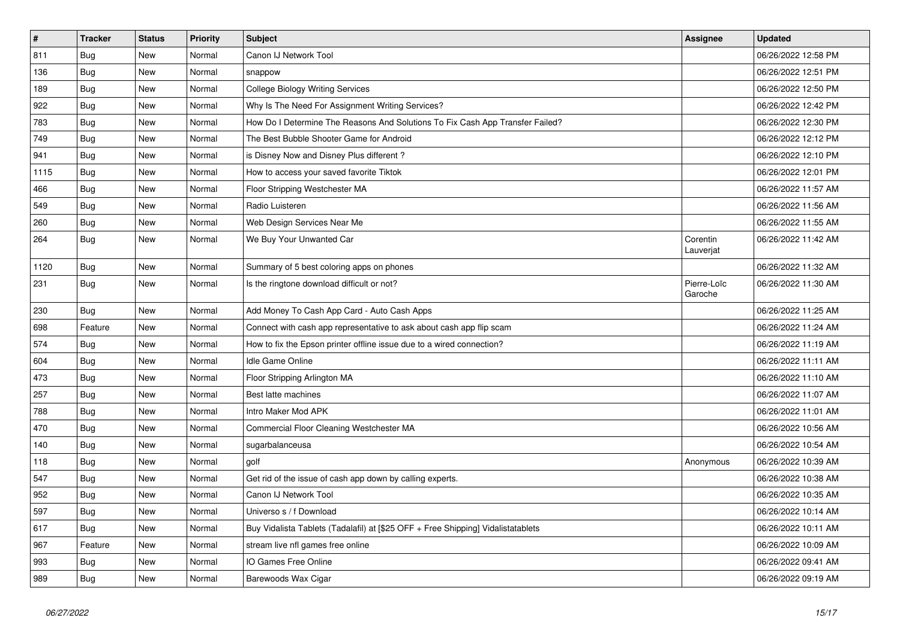| # | Tracker | Status | Priority | Subject | Assignee | Updated |
|---|---|---|---|---|---|---|
| 811 | Bug | New | Normal | Canon IJ Network Tool | | 06/26/2022 12:58 PM |
| 136 | Bug | New | Normal | snappow | | 06/26/2022 12:51 PM |
| 189 | Bug | New | Normal | College Biology Writing Services | | 06/26/2022 12:50 PM |
| 922 | Bug | New | Normal | Why Is The Need For Assignment Writing Services? | | 06/26/2022 12:42 PM |
| 783 | Bug | New | Normal | How Do I Determine The Reasons And Solutions To Fix Cash App Transfer Failed? | | 06/26/2022 12:30 PM |
| 749 | Bug | New | Normal | The Best Bubble Shooter Game for Android | | 06/26/2022 12:12 PM |
| 941 | Bug | New | Normal | is Disney Now and Disney Plus different ? | | 06/26/2022 12:10 PM |
| 1115 | Bug | New | Normal | How to access your saved favorite Tiktok | | 06/26/2022 12:01 PM |
| 466 | Bug | New | Normal | Floor Stripping Westchester MA | | 06/26/2022 11:57 AM |
| 549 | Bug | New | Normal | Radio Luisteren | | 06/26/2022 11:56 AM |
| 260 | Bug | New | Normal | Web Design Services Near Me | | 06/26/2022 11:55 AM |
| 264 | Bug | New | Normal | We Buy Your Unwanted Car | Corentin Lauverjat | 06/26/2022 11:42 AM |
| 1120 | Bug | New | Normal | Summary of 5 best coloring apps on phones | | 06/26/2022 11:32 AM |
| 231 | Bug | New | Normal | Is the ringtone download difficult or not? | Pierre-Loïc Garoche | 06/26/2022 11:30 AM |
| 230 | Bug | New | Normal | Add Money To Cash App Card - Auto Cash Apps | | 06/26/2022 11:25 AM |
| 698 | Feature | New | Normal | Connect with cash app representative to ask about cash app flip scam | | 06/26/2022 11:24 AM |
| 574 | Bug | New | Normal | How to fix the Epson printer offline issue due to a wired connection? | | 06/26/2022 11:19 AM |
| 604 | Bug | New | Normal | Idle Game Online | | 06/26/2022 11:11 AM |
| 473 | Bug | New | Normal | Floor Stripping Arlington MA | | 06/26/2022 11:10 AM |
| 257 | Bug | New | Normal | Best latte machines | | 06/26/2022 11:07 AM |
| 788 | Bug | New | Normal | Intro Maker Mod APK | | 06/26/2022 11:01 AM |
| 470 | Bug | New | Normal | Commercial Floor Cleaning Westchester MA | | 06/26/2022 10:56 AM |
| 140 | Bug | New | Normal | sugarbalanceusa | | 06/26/2022 10:54 AM |
| 118 | Bug | New | Normal | golf | Anonymous | 06/26/2022 10:39 AM |
| 547 | Bug | New | Normal | Get rid of the issue of cash app down by calling experts. | | 06/26/2022 10:38 AM |
| 952 | Bug | New | Normal | Canon IJ Network Tool | | 06/26/2022 10:35 AM |
| 597 | Bug | New | Normal | Universo s / f Download | | 06/26/2022 10:14 AM |
| 617 | Bug | New | Normal | Buy Vidalista Tablets (Tadalafil) at [$25 OFF + Free Shipping] Vidalistatablets | | 06/26/2022 10:11 AM |
| 967 | Feature | New | Normal | stream live nfl games free online | | 06/26/2022 10:09 AM |
| 993 | Bug | New | Normal | IO Games Free Online | | 06/26/2022 09:41 AM |
| 989 | Bug | New | Normal | Barewoods Wax Cigar | | 06/26/2022 09:19 AM |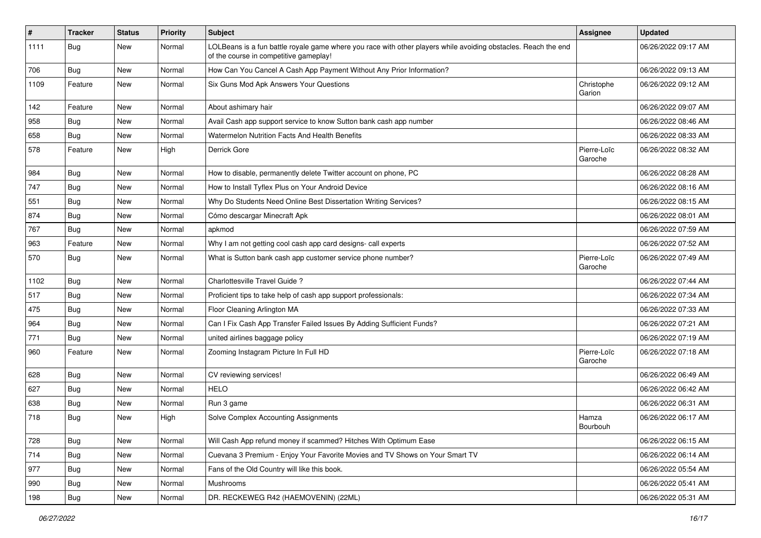| # | Tracker | Status | Priority | Subject | Assignee | Updated |
|---|---|---|---|---|---|---|
| 1111 | Bug | New | Normal | LOLBeans is a fun battle royale game where you race with other players while avoiding obstacles. Reach the end of the course in competitive gameplay! | | 06/26/2022 09:17 AM |
| 706 | Bug | New | Normal | How Can You Cancel A Cash App Payment Without Any Prior Information? | | 06/26/2022 09:13 AM |
| 1109 | Feature | New | Normal | Six Guns Mod Apk Answers Your Questions | Christophe Garion | 06/26/2022 09:12 AM |
| 142 | Feature | New | Normal | About ashimary hair | | 06/26/2022 09:07 AM |
| 958 | Bug | New | Normal | Avail Cash app support service to know Sutton bank cash app number | | 06/26/2022 08:46 AM |
| 658 | Bug | New | Normal | Watermelon Nutrition Facts And Health Benefits | | 06/26/2022 08:33 AM |
| 578 | Feature | New | High | Derrick Gore | Pierre-Loïc Garoche | 06/26/2022 08:32 AM |
| 984 | Bug | New | Normal | How to disable, permanently delete Twitter account on phone, PC | | 06/26/2022 08:28 AM |
| 747 | Bug | New | Normal | How to Install Tyflex Plus on Your Android Device | | 06/26/2022 08:16 AM |
| 551 | Bug | New | Normal | Why Do Students Need Online Best Dissertation Writing Services? | | 06/26/2022 08:15 AM |
| 874 | Bug | New | Normal | Cómo descargar Minecraft Apk | | 06/26/2022 08:01 AM |
| 767 | Bug | New | Normal | apkmod | | 06/26/2022 07:59 AM |
| 963 | Feature | New | Normal | Why I am not getting cool cash app card designs- call experts | | 06/26/2022 07:52 AM |
| 570 | Bug | New | Normal | What is Sutton bank cash app customer service phone number? | Pierre-Loïc Garoche | 06/26/2022 07:49 AM |
| 1102 | Bug | New | Normal | Charlottesville Travel Guide ? | | 06/26/2022 07:44 AM |
| 517 | Bug | New | Normal | Proficient tips to take help of cash app support professionals: | | 06/26/2022 07:34 AM |
| 475 | Bug | New | Normal | Floor Cleaning Arlington MA | | 06/26/2022 07:33 AM |
| 964 | Bug | New | Normal | Can I Fix Cash App Transfer Failed Issues By Adding Sufficient Funds? | | 06/26/2022 07:21 AM |
| 771 | Bug | New | Normal | united airlines baggage policy | | 06/26/2022 07:19 AM |
| 960 | Feature | New | Normal | Zooming Instagram Picture In Full HD | Pierre-Loïc Garoche | 06/26/2022 07:18 AM |
| 628 | Bug | New | Normal | CV reviewing services! | | 06/26/2022 06:49 AM |
| 627 | Bug | New | Normal | HELO | | 06/26/2022 06:42 AM |
| 638 | Bug | New | Normal | Run 3 game | | 06/26/2022 06:31 AM |
| 718 | Bug | New | High | Solve Complex Accounting Assignments | Hamza Bourbouh | 06/26/2022 06:17 AM |
| 728 | Bug | New | Normal | Will Cash App refund money if scammed? Hitches With Optimum Ease | | 06/26/2022 06:15 AM |
| 714 | Bug | New | Normal | Cuevana 3 Premium - Enjoy Your Favorite Movies and TV Shows on Your Smart TV | | 06/26/2022 06:14 AM |
| 977 | Bug | New | Normal | Fans of the Old Country will like this book. | | 06/26/2022 05:54 AM |
| 990 | Bug | New | Normal | Mushrooms | | 06/26/2022 05:41 AM |
| 198 | Bug | New | Normal | DR. RECKEWEG R42 (HAEMOVENIN) (22ML) | | 06/26/2022 05:31 AM |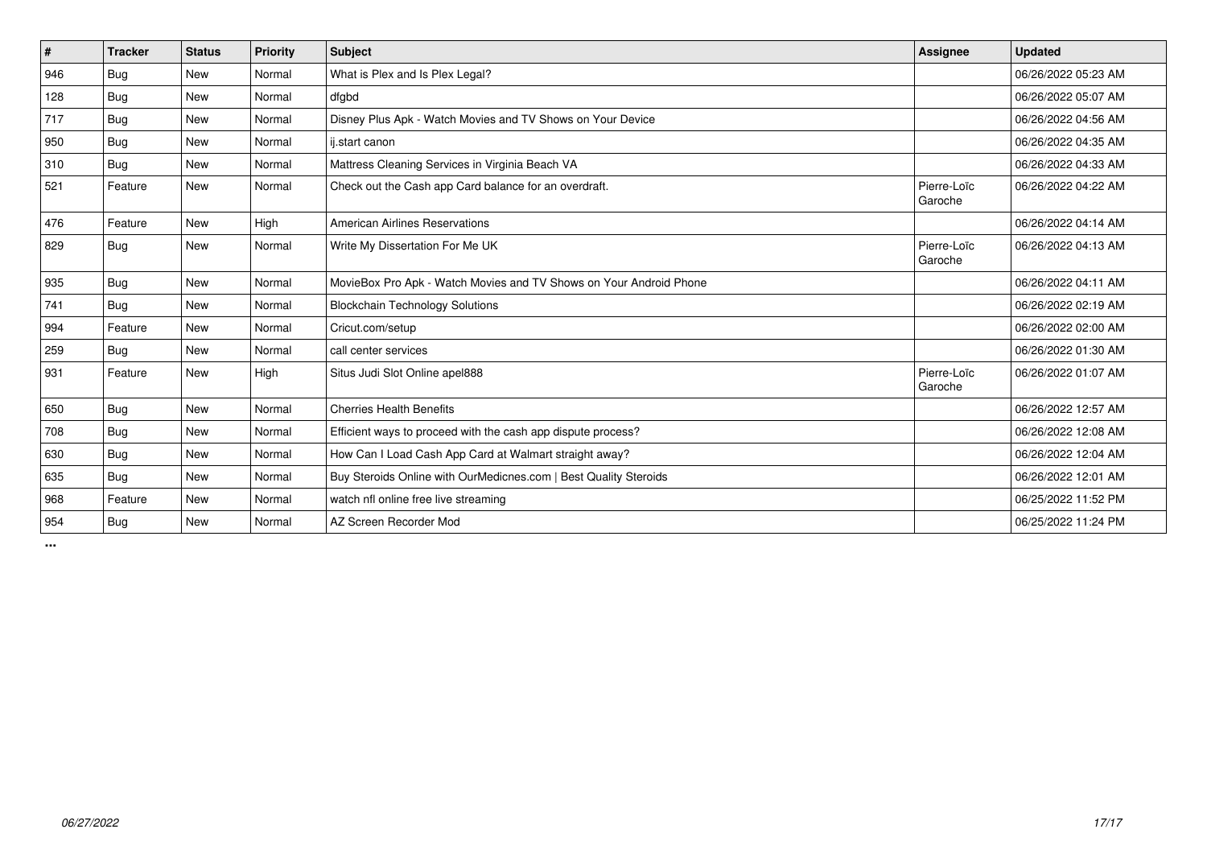| # | Tracker | Status | Priority | Subject | Assignee | Updated |
|---|---|---|---|---|---|---|
| 946 | Bug | New | Normal | What is Plex and Is Plex Legal? | | 06/26/2022 05:23 AM |
| 128 | Bug | New | Normal | dfgbd | | 06/26/2022 05:07 AM |
| 717 | Bug | New | Normal | Disney Plus Apk - Watch Movies and TV Shows on Your Device | | 06/26/2022 04:56 AM |
| 950 | Bug | New | Normal | ij.start canon | | 06/26/2022 04:35 AM |
| 310 | Bug | New | Normal | Mattress Cleaning Services in Virginia Beach VA | | 06/26/2022 04:33 AM |
| 521 | Feature | New | Normal | Check out the Cash app Card balance for an overdraft. | Pierre-Loïc Garoche | 06/26/2022 04:22 AM |
| 476 | Feature | New | High | American Airlines Reservations | | 06/26/2022 04:14 AM |
| 829 | Bug | New | Normal | Write My Dissertation For Me UK | Pierre-Loïc Garoche | 06/26/2022 04:13 AM |
| 935 | Bug | New | Normal | MovieBox Pro Apk - Watch Movies and TV Shows on Your Android Phone | | 06/26/2022 04:11 AM |
| 741 | Bug | New | Normal | Blockchain Technology Solutions | | 06/26/2022 02:19 AM |
| 994 | Feature | New | Normal | Cricut.com/setup | | 06/26/2022 02:00 AM |
| 259 | Bug | New | Normal | call center services | | 06/26/2022 01:30 AM |
| 931 | Feature | New | High | Situs Judi Slot Online apel888 | Pierre-Loïc Garoche | 06/26/2022 01:07 AM |
| 650 | Bug | New | Normal | Cherries Health Benefits | | 06/26/2022 12:57 AM |
| 708 | Bug | New | Normal | Efficient ways to proceed with the cash app dispute process? | | 06/26/2022 12:08 AM |
| 630 | Bug | New | Normal | How Can I Load Cash App Card at Walmart straight away? | | 06/26/2022 12:04 AM |
| 635 | Bug | New | Normal | Buy Steroids Online with OurMedicnes.com \| Best Quality Steroids | | 06/26/2022 12:01 AM |
| 968 | Feature | New | Normal | watch nfl online free live streaming | | 06/25/2022 11:52 PM |
| 954 | Bug | New | Normal | AZ Screen Recorder Mod | | 06/25/2022 11:24 PM |

...